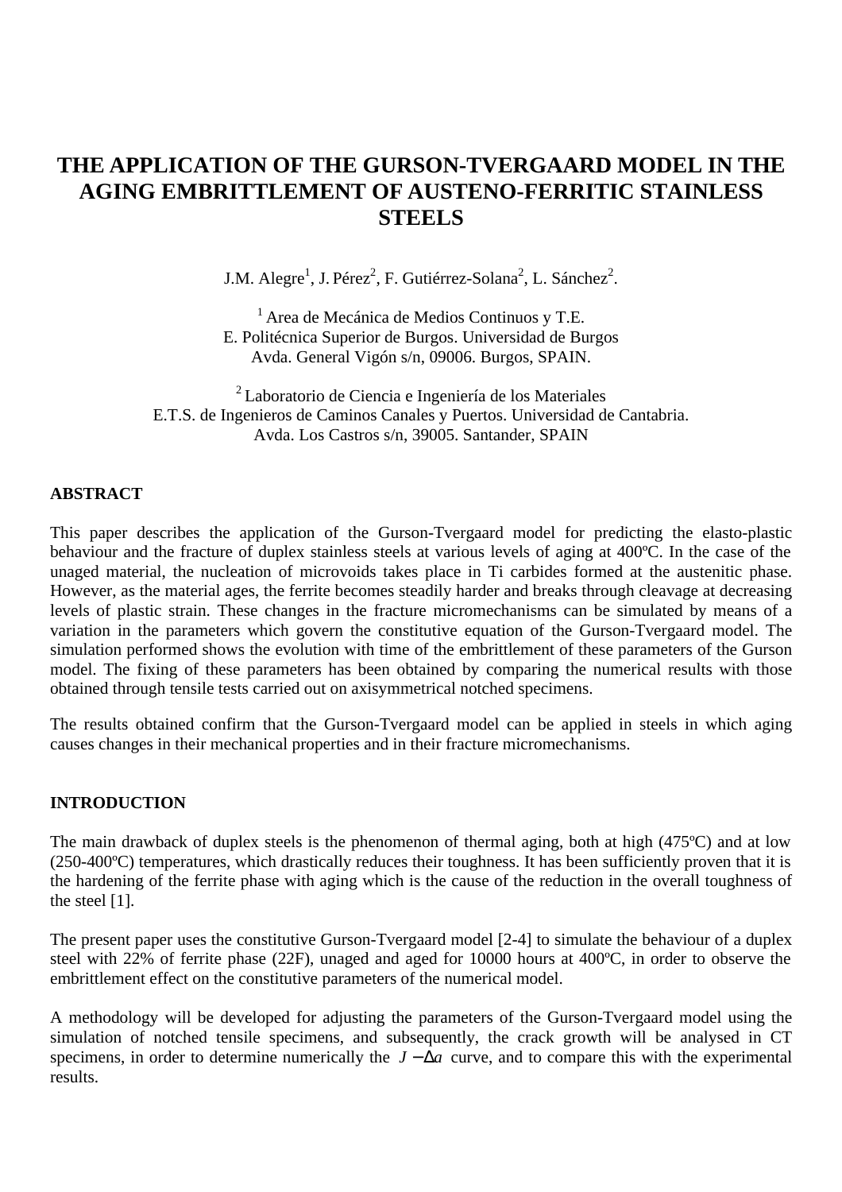# THE APPLICATION OF THE GURSON-TVERGAARD MODEL IN THE AGING EMBRITTLEMENT OF AUSTENO-FERRITIC STAINLESS STEELS

J.M. Alegre[1], J. Pérez[2], F. Gutiérrez-Solana[2], L. Sánchez[2].

[1] Area de Mecánica de Medios Continuos y T.E.
E. Politécnica Superior de Burgos. Universidad de Burgos
Avda. General Vigón s/n, 09006. Burgos, SPAIN.

[2] Laboratorio de Ciencia e Ingeniería de los Materiales
E.T.S. de Ingenieros de Caminos Canales y Puertos. Universidad de Cantabria.
Avda. Los Castros s/n, 39005. Santander, SPAIN

## ABSTRACT

This paper describes the application of the Gurson-Tvergaard model for predicting the elasto-plastic behaviour and the fracture of duplex stainless steels at various levels of aging at 400ºC. In the case of the unaged material, the nucleation of microvoids takes place in Ti carbides formed at the austenitic phase. However, as the material ages, the ferrite becomes steadily harder and breaks through cleavage at decreasing levels of plastic strain. These changes in the fracture micromechanisms can be simulated by means of a variation in the parameters which govern the constitutive equation of the Gurson-Tvergaard model. The simulation performed shows the evolution with time of the embrittlement of these parameters of the Gurson model. The fixing of these parameters has been obtained by comparing the numerical results with those obtained through tensile tests carried out on axisymmetrical notched specimens.

The results obtained confirm that the Gurson-Tvergaard model can be applied in steels in which aging causes changes in their mechanical properties and in their fracture micromechanisms.

## INTRODUCTION

The main drawback of duplex steels is the phenomenon of thermal aging, both at high (475ºC) and at low (250-400ºC) temperatures, which drastically reduces their toughness. It has been sufficiently proven that it is the hardening of the ferrite phase with aging which is the cause of the reduction in the overall toughness of the steel [1].

The present paper uses the constitutive Gurson-Tvergaard model [2-4] to simulate the behaviour of a duplex steel with 22% of ferrite phase (22F), unaged and aged for 10000 hours at 400ºC, in order to observe the embrittlement effect on the constitutive parameters of the numerical model.

A methodology will be developed for adjusting the parameters of the Gurson-Tvergaard model using the simulation of notched tensile specimens, and subsequently, the crack growth will be analysed in CT specimens, in order to determine numerically the $J-\Delta a$ curve, and to compare this with the experimental results.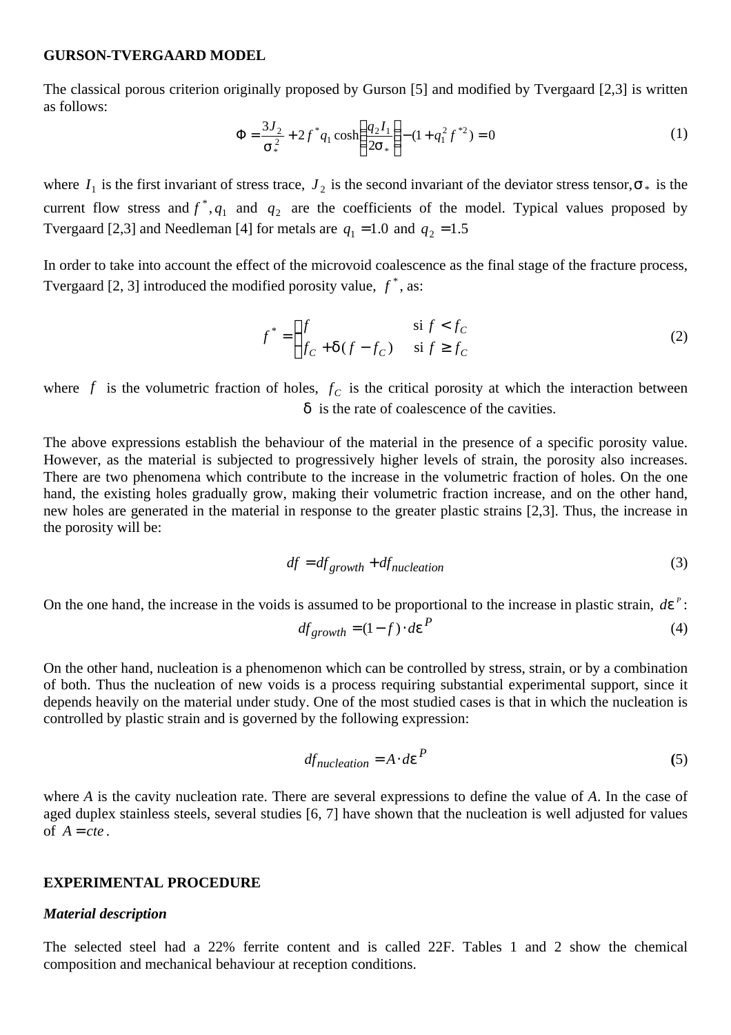## GURSON-TVERGAARD MODEL

The classical porous criterion originally proposed by Gurson [5] and modified by Tvergaard [2,3] is written as follows:

$$\Phi = \frac{3J_2}{\sigma_*^2} + 2f^* q_1 \cosh\left(\frac{q_2 I_1}{2\sigma_*}\right) - (1 + q_1^2 f^{*2}) = 0 \tag{1}$$

where $I_1$ is the first invariant of stress trace, $J_2$ is the second invariant of the deviator stress tensor, $\sigma_*$ is the current flow stress and $f^*, q_1$ and $q_2$ are the coefficients of the model. Typical values proposed by Tvergaard [2,3] and Needleman [4] for metals are $q_1 = 1.0$ and $q_2 = 1.5$

In order to take into account the effect of the microvoid coalescence as the final stage of the fracture process, Tvergaard [2, 3] introduced the modified porosity value, $f^*$, as:

$$f^* = \begin{cases} f & \text{si } f < f_C \\ f_C + \delta(f - f_C) & \text{si } f \geq f_C \end{cases} \tag{2}$$

where $f$ is the volumetric fraction of holes, $f_C$ is the critical porosity at which the interaction between $\delta$ is the rate of coalescence of the cavities.

The above expressions establish the behaviour of the material in the presence of a specific porosity value. However, as the material is subjected to progressively higher levels of strain, the porosity also increases. There are two phenomena which contribute to the increase in the volumetric fraction of holes. On the one hand, the existing holes gradually grow, making their volumetric fraction increase, and on the other hand, new holes are generated in the material in response to the greater plastic strains [2,3]. Thus, the increase in the porosity will be:

$$df = df_{growth} + df_{nucleation} \tag{3}$$

On the one hand, the increase in the voids is assumed to be proportional to the increase in plastic strain, $d\varepsilon^P$:

$$df_{growth} = (1 - f) \cdot d\varepsilon^P \tag{4}$$

On the other hand, nucleation is a phenomenon which can be controlled by stress, strain, or by a combination of both. Thus the nucleation of new voids is a process requiring substantial experimental support, since it depends heavily on the material under study. One of the most studied cases is that in which the nucleation is controlled by plastic strain and is governed by the following expression:

$$df_{nucleation} = A \cdot d\varepsilon^P \tag{5}$$

where *A* is the cavity nucleation rate. There are several expressions to define the value of *A*. In the case of aged duplex stainless steels, several studies [6, 7] have shown that the nucleation is well adjusted for values of $A = cte$.

## EXPERIMENTAL PROCEDURE

### *Material description*

The selected steel had a 22% ferrite content and is called 22F. Tables 1 and 2 show the chemical composition and mechanical behaviour at reception conditions.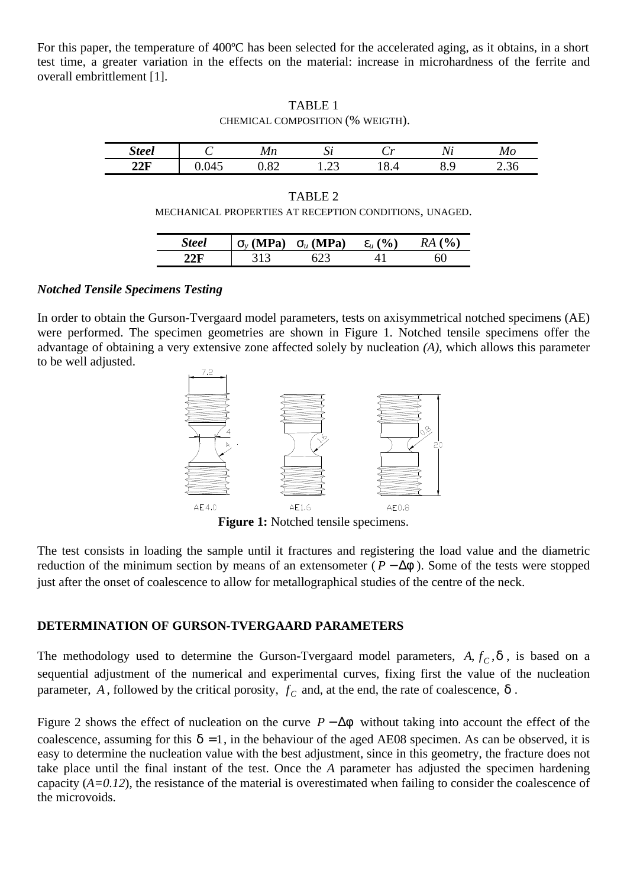For this paper, the temperature of 400ºC has been selected for the accelerated aging, as it obtains, in a short test time, a greater variation in the effects on the material: increase in microhardness of the ferrite and overall embrittlement [1].

TABLE 1
CHEMICAL COMPOSITION (% WEIGTH).

| *Steel* | *C* | *Mn* | *Si* | *Cr* | *Ni* | *Mo* |
|---|---|---|---|---|---|---|
| **22F** | 0.045 | 0.82 | 1.23 | 18.4 | 8.9 | 2.36 |

TABLE 2
MECHANICAL PROPERTIES AT RECEPTION CONDITIONS, UNAGED.

| *Steel* | $\sigma_y$ (MPa) | $\sigma_u$ (MPa) | $\varepsilon_u$ (%) | *RA* (%) |
|---|---|---|---|---|
| **22F** | 313 | 623 | 41 | 60 |

### *Notched Tensile Specimens Testing*

In order to obtain the Gurson-Tvergaard model parameters, tests on axisymmetrical notched specimens (AE) were performed. The specimen geometries are shown in Figure 1. Notched tensile specimens offer the advantage of obtaining a very extensive zone affected solely by nucleation *(A)*, which allows this parameter to be well adjusted.

**Figure 1:** Notched tensile specimens.

The test consists in loading the sample until it fractures and registering the load value and the diametric reduction of the minimum section by means of an extensometer ($P-\Delta\phi$). Some of the tests were stopped just after the onset of coalescence to allow for metallographical studies of the centre of the neck.

## DETERMINATION OF GURSON-TVERGAARD PARAMETERS

The methodology used to determine the Gurson-Tvergaard model parameters, $A, f_C, \delta$, is based on a sequential adjustment of the numerical and experimental curves, fixing first the value of the nucleation parameter, $A$, followed by the critical porosity, $f_C$ and, at the end, the rate of coalescence, $\delta$.

Figure 2 shows the effect of nucleation on the curve $P-\Delta\phi$ without taking into account the effect of the coalescence, assuming for this $\delta = 1$, in the behaviour of the aged AE08 specimen. As can be observed, it is easy to determine the nucleation value with the best adjustment, since in this geometry, the fracture does not take place until the final instant of the test. Once the *A* parameter has adjusted the specimen hardening capacity (*A=0.12*), the resistance of the material is overestimated when failing to consider the coalescence of the microvoids.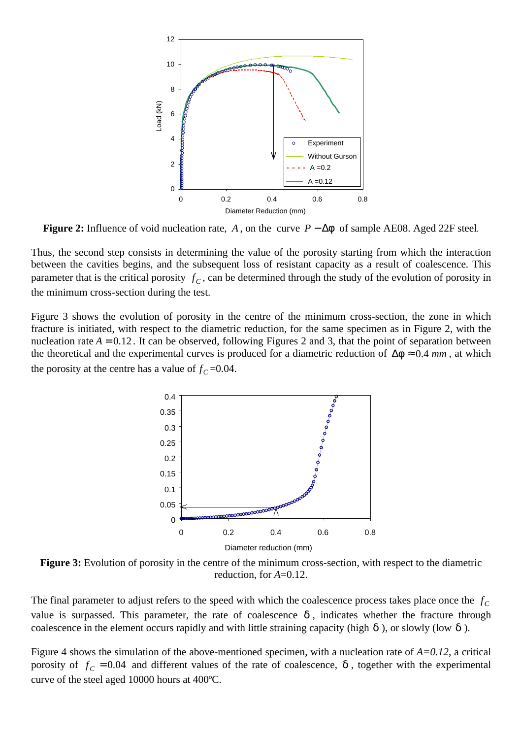**Figure 2:** Influence of void nucleation rate, $A$, on the curve $P-\Delta\phi$ of sample AE08. Aged 22F steel.

Thus, the second step consists in determining the value of the porosity starting from which the interaction between the cavities begins, and the subsequent loss of resistant capacity as a result of coalescence. This parameter that is the critical porosity $f_C$, can be determined through the study of the evolution of porosity in the minimum cross-section during the test.

Figure 3 shows the evolution of porosity in the centre of the minimum cross-section, the zone in which fracture is initiated, with respect to the diametric reduction, for the same specimen as in Figure 2, with the nucleation rate $A = 0.12$. It can be observed, following Figures 2 and 3, that the point of separation between the theoretical and the experimental curves is produced for a diametric reduction of $\Delta\phi \approx 0.4\ mm$, at which the porosity at the centre has a value of $f_C$=0.04.

**Figure 3:** Evolution of porosity in the centre of the minimum cross-section, with respect to the diametric reduction, for $A$=0.12.

The final parameter to adjust refers to the speed with which the coalescence process takes place once the $f_C$ value is surpassed. This parameter, the rate of coalescence $\delta$, indicates whether the fracture through coalescence in the element occurs rapidly and with little straining capacity (high $\delta$), or slowly (low $\delta$).

Figure 4 shows the simulation of the above-mentioned specimen, with a nucleation rate of $A=0.12$, a critical porosity of $f_C = 0.04$ and different values of the rate of coalescence, $\delta$, together with the experimental curve of the steel aged 10000 hours at 400ºC.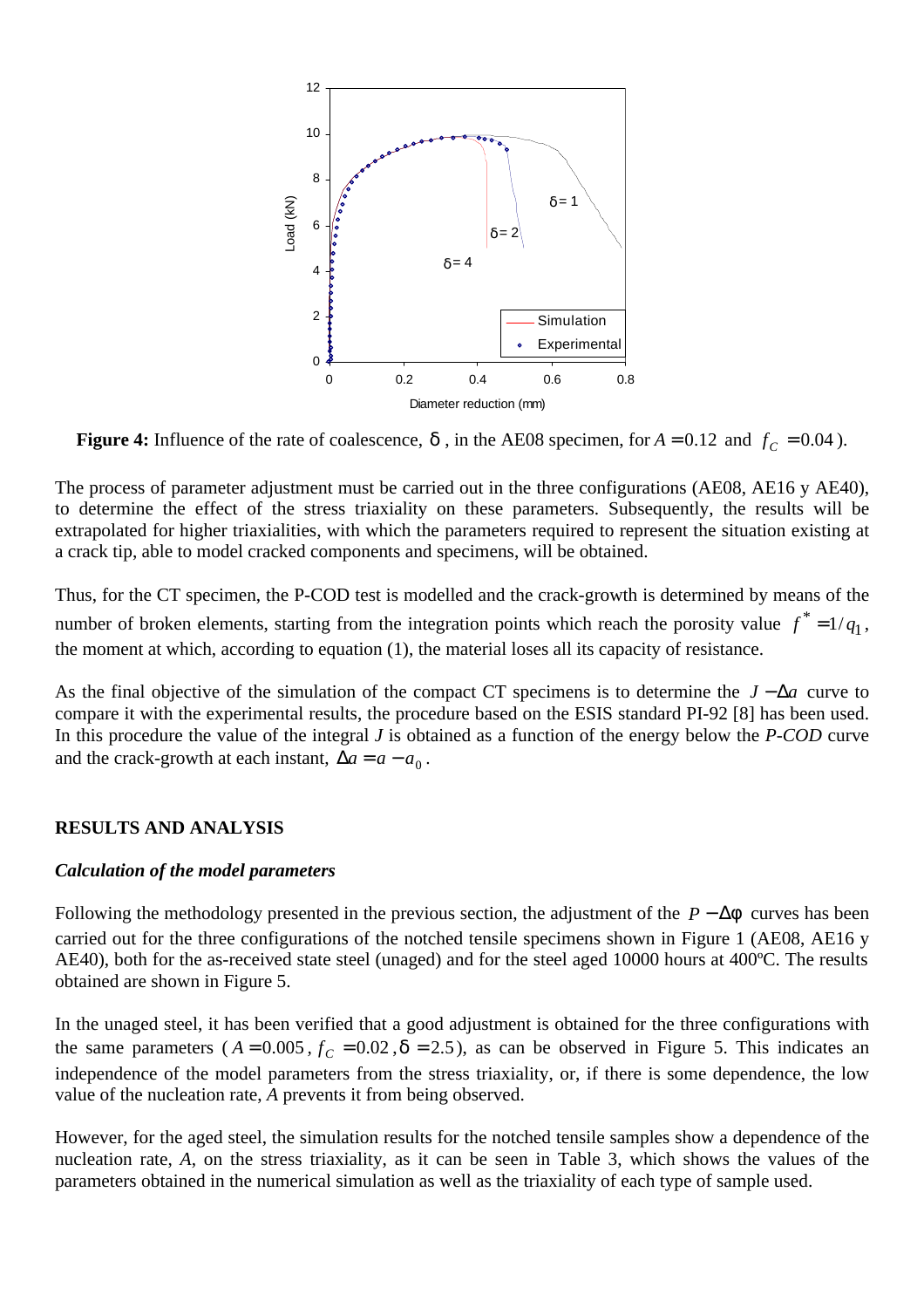**Figure 4:** Influence of the rate of coalescence, $\delta$ , in the AE08 specimen, for $A = 0.12$ and $f_C = 0.04$ ).

The process of parameter adjustment must be carried out in the three configurations (AE08, AE16 y AE40), to determine the effect of the stress triaxiality on these parameters. Subsequently, the results will be extrapolated for higher triaxialities, with which the parameters required to represent the situation existing at a crack tip, able to model cracked components and specimens, will be obtained.

Thus, for the CT specimen, the P-COD test is modelled and the crack-growth is determined by means of the number of broken elements, starting from the integration points which reach the porosity value $f^* = 1/q_1$, the moment at which, according to equation (1), the material loses all its capacity of resistance.

As the final objective of the simulation of the compact CT specimens is to determine the $J - \Delta a$ curve to compare it with the experimental results, the procedure based on the ESIS standard PI-92 [8] has been used. In this procedure the value of the integral *J* is obtained as a function of the energy below the *P-COD* curve and the crack-growth at each instant, $\Delta a = a - a_0$ .

## RESULTS AND ANALYSIS

### *Calculation of the model parameters*

Following the methodology presented in the previous section, the adjustment of the $P - \Delta\phi$ curves has been carried out for the three configurations of the notched tensile specimens shown in Figure 1 (AE08, AE16 y AE40), both for the as-received state steel (unaged) and for the steel aged 10000 hours at 400ºC. The results obtained are shown in Figure 5.

In the unaged steel, it has been verified that a good adjustment is obtained for the three configurations with the same parameters ( $A = 0.005$ , $f_C = 0.02$ , $\delta = 2.5$ ), as can be observed in Figure 5. This indicates an independence of the model parameters from the stress triaxiality, or, if there is some dependence, the low value of the nucleation rate, *A* prevents it from being observed.

However, for the aged steel, the simulation results for the notched tensile samples show a dependence of the nucleation rate, *A*, on the stress triaxiality, as it can be seen in Table 3, which shows the values of the parameters obtained in the numerical simulation as well as the triaxiality of each type of sample used.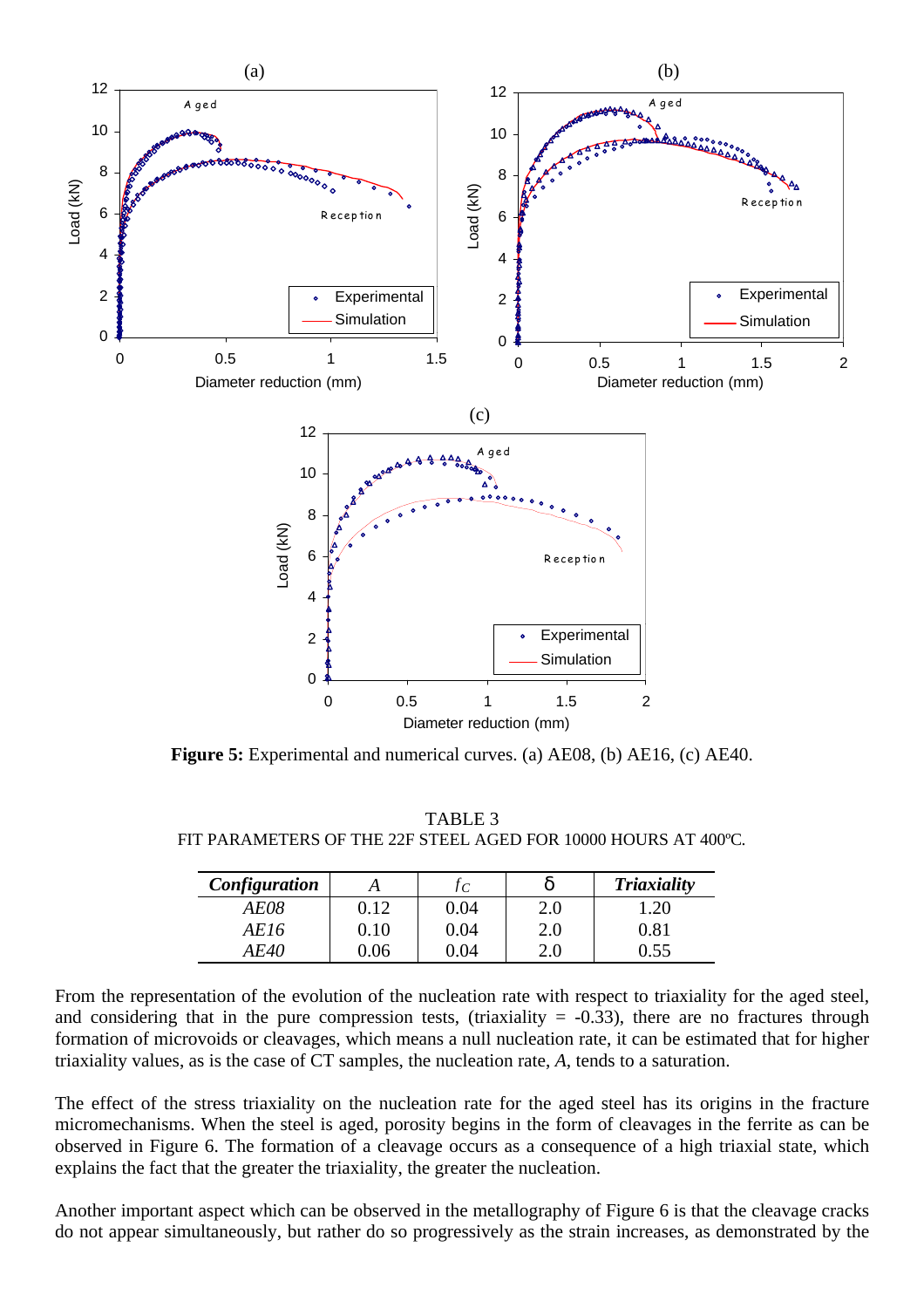**Figure 5:** Experimental and numerical curves. (a) AE08, (b) AE16, (c) AE40.

TABLE 3
FIT PARAMETERS OF THE 22F STEEL AGED FOR 10000 HOURS AT 400ºC.

| ***Configuration*** | *A* | $f_C$ | δ | ***Triaxiality*** |
|---|---|---|---|---|
| *AE08* | 0.12 | 0.04 | 2.0 | 1.20 |
| *AE16* | 0.10 | 0.04 | 2.0 | 0.81 |
| *AE40* | 0.06 | 0.04 | 2.0 | 0.55 |

From the representation of the evolution of the nucleation rate with respect to triaxiality for the aged steel, and considering that in the pure compression tests, (triaxiality = -0.33), there are no fractures through formation of microvoids or cleavages, which means a null nucleation rate, it can be estimated that for higher triaxiality values, as is the case of CT samples, the nucleation rate, *A*, tends to a saturation.

The effect of the stress triaxiality on the nucleation rate for the aged steel has its origins in the fracture micromechanisms. When the steel is aged, porosity begins in the form of cleavages in the ferrite as can be observed in Figure 6. The formation of a cleavage occurs as a consequence of a high triaxial state, which explains the fact that the greater the triaxiality, the greater the nucleation.

Another important aspect which can be observed in the metallography of Figure 6 is that the cleavage cracks do not appear simultaneously, but rather do so progressively as the strain increases, as demonstrated by the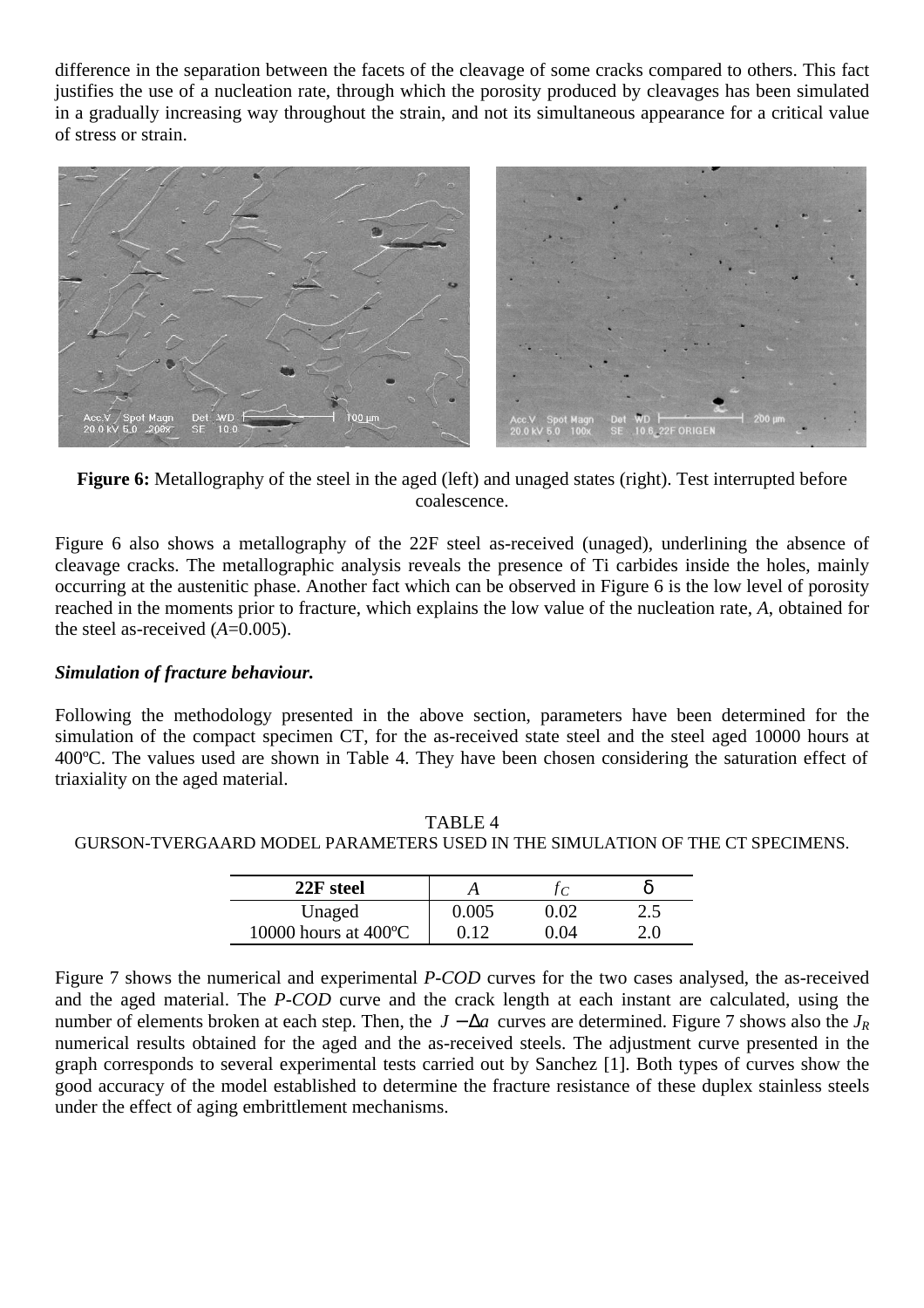difference in the separation between the facets of the cleavage of some cracks compared to others. This fact justifies the use of a nucleation rate, through which the porosity produced by cleavages has been simulated in a gradually increasing way throughout the strain, and not its simultaneous appearance for a critical value of stress or strain.

**Figure 6:** Metallography of the steel in the aged (left) and unaged states (right). Test interrupted before coalescence.

Figure 6 also shows a metallography of the 22F steel as-received (unaged), underlining the absence of cleavage cracks. The metallographic analysis reveals the presence of Ti carbides inside the holes, mainly occurring at the austenitic phase. Another fact which can be observed in Figure 6 is the low level of porosity reached in the moments prior to fracture, which explains the low value of the nucleation rate, *A*, obtained for the steel as-received (*A*=0.005).

***Simulation of fracture behaviour.***

Following the methodology presented in the above section, parameters have been determined for the simulation of the compact specimen CT, for the as-received state steel and the steel aged 10000 hours at 400ºC. The values used are shown in Table 4. They have been chosen considering the saturation effect of triaxiality on the aged material.

TABLE 4
GURSON-TVERGAARD MODEL PARAMETERS USED IN THE SIMULATION OF THE CT SPECIMENS.

| **22F steel** | $A$ | $f_C$ | $\delta$ |
|---|---|---|---|
| Unaged | 0.005 | 0.02 | 2.5 |
| 10000 hours at 400ºC | 0.12 | 0.04 | 2.0 |

Figure 7 shows the numerical and experimental *P-COD* curves for the two cases analysed, the as-received and the aged material. The *P-COD* curve and the crack length at each instant are calculated, using the number of elements broken at each step. Then, the $J-\Delta a$ curves are determined. Figure 7 shows also the $J_R$ numerical results obtained for the aged and the as-received steels. The adjustment curve presented in the graph corresponds to several experimental tests carried out by Sanchez [1]. Both types of curves show the good accuracy of the model established to determine the fracture resistance of these duplex stainless steels under the effect of aging embrittlement mechanisms.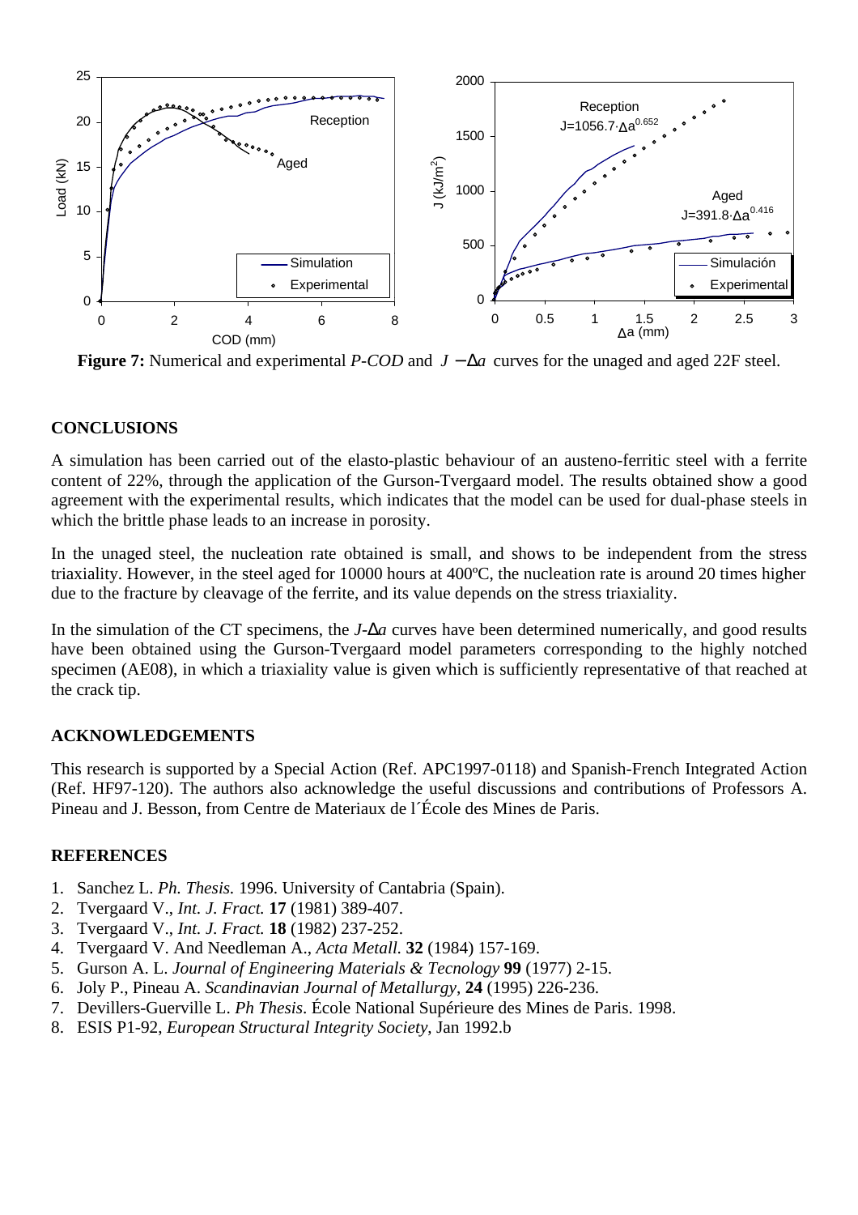25
20
15
10
5
0
Load (kN)
0
2
4
6
8
COD (mm)
Reception
Aged
Simulation
Experimental

2000
1500
1000
500
0
J (kJ/m$^2$)
0
0.5
1
1.5
2
2.5
3
Δa (mm)
Reception
J=1056.7·Δa$^{0.652}$
Aged
J=391.8·Δa$^{0.416}$
Simulación
Experimental

**Figure 7:** Numerical and experimental *P-COD* and $J - \Delta a$ curves for the unaged and aged 22F steel.

## CONCLUSIONS

A simulation has been carried out of the elasto-plastic behaviour of an austeno-ferritic steel with a ferrite content of 22%, through the application of the Gurson-Tvergaard model. The results obtained show a good agreement with the experimental results, which indicates that the model can be used for dual-phase steels in which the brittle phase leads to an increase in porosity.

In the unaged steel, the nucleation rate obtained is small, and shows to be independent from the stress triaxiality. However, in the steel aged for 10000 hours at 400ºC, the nucleation rate is around 20 times higher due to the fracture by cleavage of the ferrite, and its value depends on the stress triaxiality.

In the simulation of the CT specimens, the $J$-$\Delta a$ curves have been determined numerically, and good results have been obtained using the Gurson-Tvergaard model parameters corresponding to the highly notched specimen (AE08), in which a triaxiality value is given which is sufficiently representative of that reached at the crack tip.

## ACKNOWLEDGEMENTS

This research is supported by a Special Action (Ref. APC1997-0118) and Spanish-French Integrated Action (Ref. HF97-120). The authors also acknowledge the useful discussions and contributions of Professors A. Pineau and J. Besson, from Centre de Materiaux de l´École des Mines de Paris.

## REFERENCES

1. Sanchez L. *Ph. Thesis.* 1996. University of Cantabria (Spain).
2. Tvergaard V., *Int. J. Fract.* **17** (1981) 389-407.
3. Tvergaard V., *Int. J. Fract.* **18** (1982) 237-252.
4. Tvergaard V. And Needleman A., *Acta Metall.* **32** (1984) 157-169.
5. Gurson A. L. *Journal of Engineering Materials & Tecnology* **99** (1977) 2-15.
6. Joly P., Pineau A. *Scandinavian Journal of Metallurgy*, **24** (1995) 226-236.
7. Devillers-Guerville L. *Ph Thesis*. École National Supérieure des Mines de Paris. 1998.
8. ESIS P1-92, *European Structural Integrity Society*, Jan 1992.b